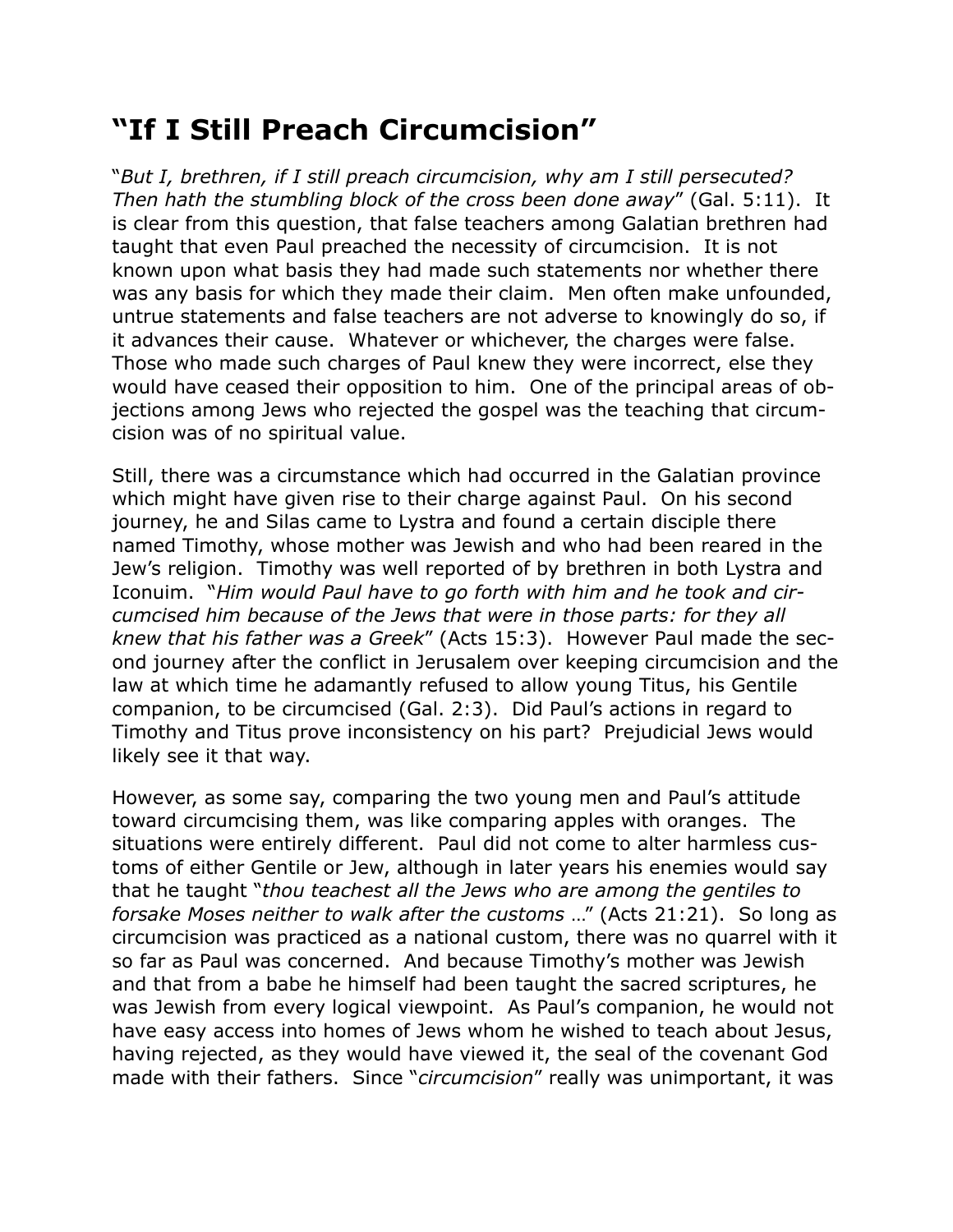# "If I Still Preach Circumcision"

"*But I, brethren, if I still preach circumcision, why am I still persecuted? Then hath the stumbling block of the cross been done away*" (Gal. 5:11). It is clear from this question, that false teachers among Galatian brethren had taught that even Paul preached the necessity of circumcision. It is not known upon what basis they had made such statements nor whether there was any basis for which they made their claim. Men often make unfounded, untrue statements and false teachers are not adverse to knowingly do so, if it advances their cause. Whatever or whichever, the charges were false. Those who made such charges of Paul knew they were incorrect, else they would have ceased their opposition to him. One of the principal areas of objections among Jews who rejected the gospel was the teaching that circumcision was of no spiritual value.

Still, there was a circumstance which had occurred in the Galatian province which might have given rise to their charge against Paul. On his second journey, he and Silas came to Lystra and found a certain disciple there named Timothy, whose mother was Jewish and who had been reared in the Jew's religion. Timothy was well reported of by brethren in both Lystra and Iconuim. "*Him would Paul have to go forth with him and he took and circumcised him because of the Jews that were in those parts: for they all knew that his father was a Greek*" (Acts 15:3). However Paul made the second journey after the conflict in Jerusalem over keeping circumcision and the law at which time he adamantly refused to allow young Titus, his Gentile companion, to be circumcised (Gal. 2:3). Did Paul's actions in regard to Timothy and Titus prove inconsistency on his part? Prejudicial Jews would likely see it that way.

However, as some say, comparing the two young men and Paul's attitude toward circumcising them, was like comparing apples with oranges. The situations were entirely different. Paul did not come to alter harmless customs of either Gentile or Jew, although in later years his enemies would say that he taught "*thou teachest all the Jews who are among the gentiles to forsake Moses neither to walk after the customs* …" (Acts 21:21). So long as circumcision was practiced as a national custom, there was no quarrel with it so far as Paul was concerned. And because Timothy's mother was Jewish and that from a babe he himself had been taught the sacred scriptures, he was Jewish from every logical viewpoint. As Paul's companion, he would not have easy access into homes of Jews whom he wished to teach about Jesus, having rejected, as they would have viewed it, the seal of the covenant God made with their fathers. Since "*circumcision*" really was unimportant, it was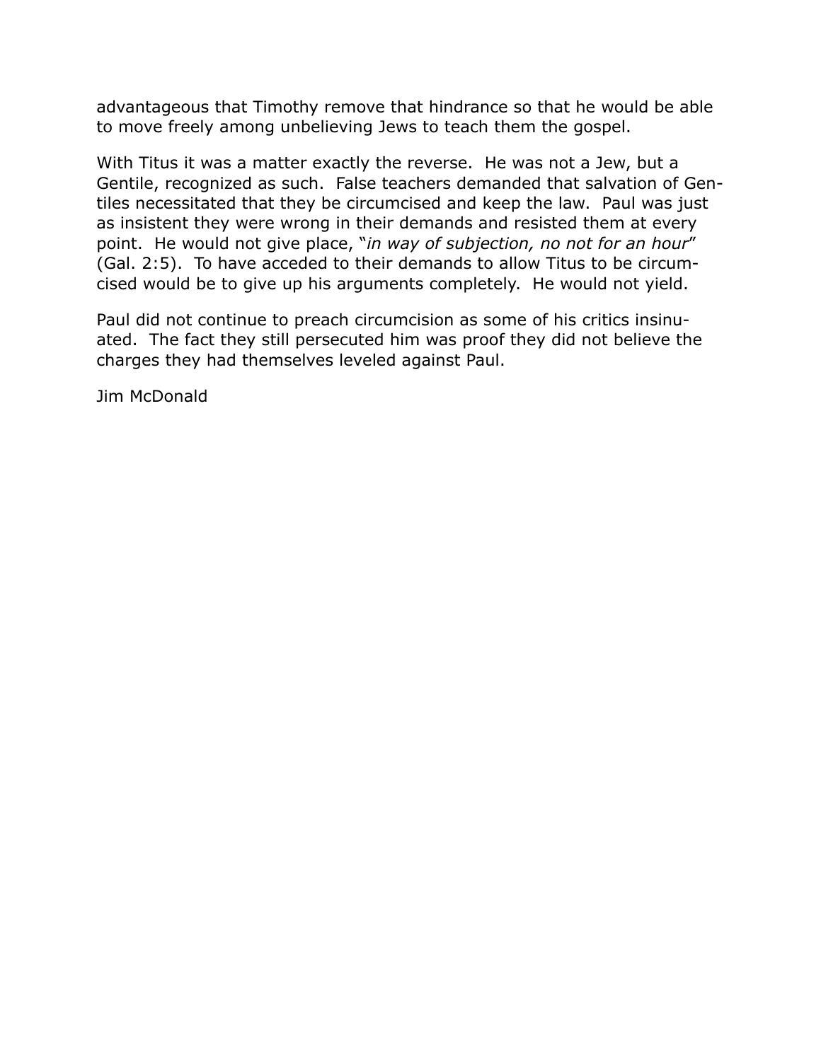advantageous that Timothy remove that hindrance so that he would be able to move freely among unbelieving Jews to teach them the gospel.

With Titus it was a matter exactly the reverse. He was not a Jew, but a Gentile, recognized as such. False teachers demanded that salvation of Gentiles necessitated that they be circumcised and keep the law. Paul was just as insistent they were wrong in their demands and resisted them at every point. He would not give place, "*in way of subjection, no not for an hour*" (Gal. 2:5). To have acceded to their demands to allow Titus to be circumcised would be to give up his arguments completely. He would not yield.

Paul did not continue to preach circumcision as some of his critics insinuated. The fact they still persecuted him was proof they did not believe the charges they had themselves leveled against Paul.

Jim McDonald